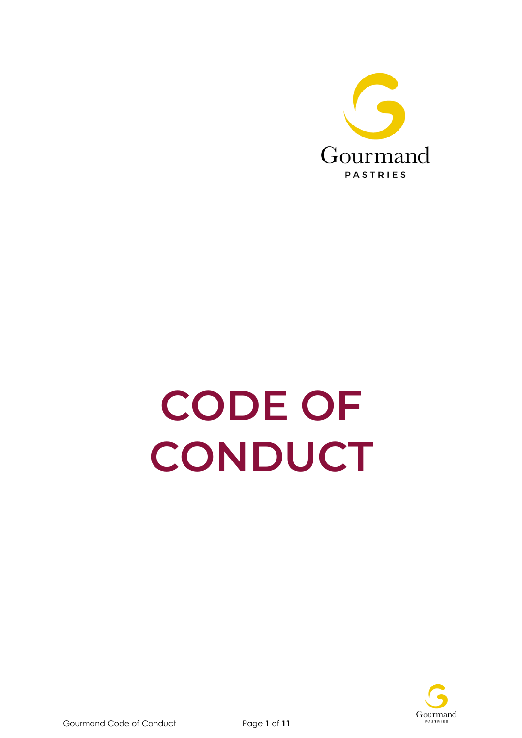Gourmand

PASTRIES

# CODE OF CONDUCT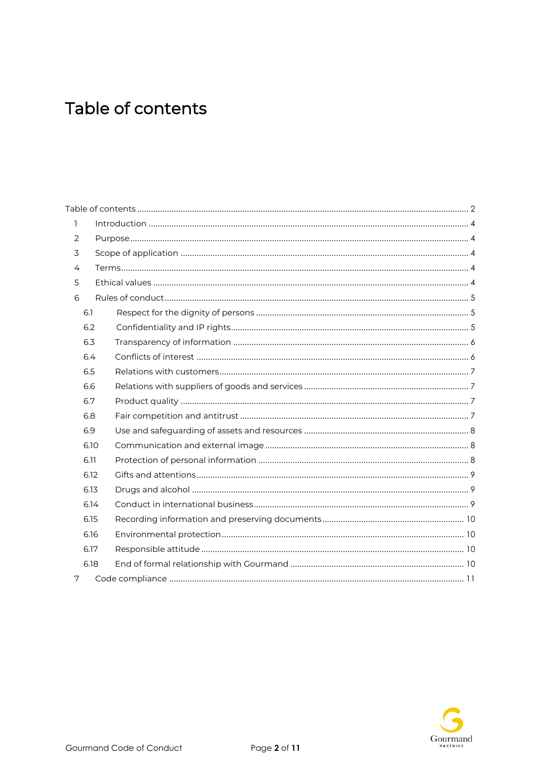# Table of contents

Table of contents ........................................................................................................................ 2
1 Introduction ........................................................................................................................ 4
2 Purpose ................................................................................................................................ 4
3 Scope of application ........................................................................................................ 4
4 Terms .................................................................................................................................... 4
5 Ethical values ..................................................................................................................... 4
6 Rules of conduct ................................................................................................................ 5
6.1 Respect for the dignity of persons ............................................................................ 5
6.2 Confidentiality and IP rights ....................................................................................... 5
6.3 Transparency of information ...................................................................................... 6
6.4 Conflicts of interest ...................................................................................................... 6
6.5 Relations with customers ............................................................................................ 7
6.6 Relations with suppliers of goods and services ....................................................... 7
6.7 Product quality .............................................................................................................. 7
6.8 Fair competition and antitrust .................................................................................... 7
6.9 Use and safeguarding of assets and resources ........................................................ 8
6.10 Communication and external image ......................................................................... 8
6.11 Protection of personal information ............................................................................ 8
6.12 Gifts and attentions ..................................................................................................... 9
6.13 Drugs and alcohol ......................................................................................................... 9
6.14 Conduct in international business ............................................................................. 9
6.15 Recording information and preserving documents ............................................... 10
6.16 Environmental protection ......................................................................................... 10
6.17 Responsible attitude .................................................................................................. 10
6.18 End of formal relationship with Gourmand ........................................................... 10
7 Code compliance .............................................................................................................. 11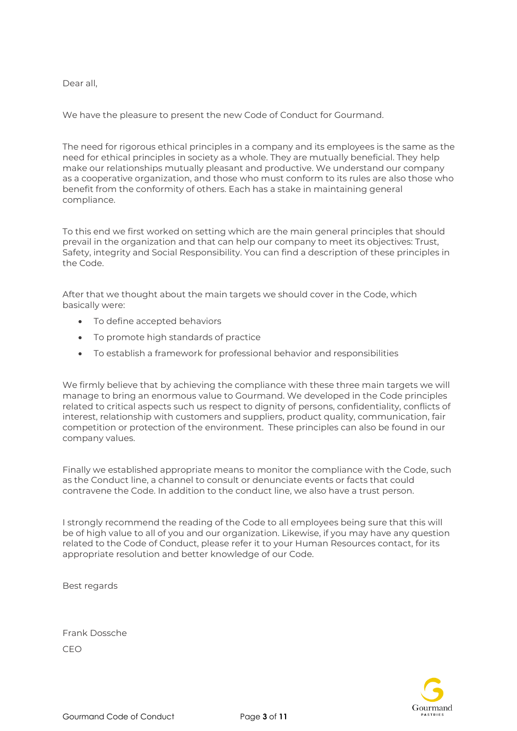Dear all,

We have the pleasure to present the new Code of Conduct for Gourmand.

The need for rigorous ethical principles in a company and its employees is the same as the need for ethical principles in society as a whole. They are mutually beneficial. They help make our relationships mutually pleasant and productive. We understand our company as a cooperative organization, and those who must conform to its rules are also those who benefit from the conformity of others. Each has a stake in maintaining general compliance.

To this end we first worked on setting which are the main general principles that should prevail in the organization and that can help our company to meet its objectives: Trust, Safety, integrity and Social Responsibility. You can find a description of these principles in the Code.

After that we thought about the main targets we should cover in the Code, which basically were:

- To define accepted behaviors
- To promote high standards of practice
- To establish a framework for professional behavior and responsibilities

We firmly believe that by achieving the compliance with these three main targets we will manage to bring an enormous value to Gourmand. We developed in the Code principles related to critical aspects such us respect to dignity of persons, confidentiality, conflicts of interest, relationship with customers and suppliers, product quality, communication, fair competition or protection of the environment. These principles can also be found in our company values.

Finally we established appropriate means to monitor the compliance with the Code, such as the Conduct line, a channel to consult or denunciate events or facts that could contravene the Code. In addition to the conduct line, we also have a trust person.

I strongly recommend the reading of the Code to all employees being sure that this will be of high value to all of you and our organization. Likewise, if you may have any question related to the Code of Conduct, please refer it to your Human Resources contact, for its appropriate resolution and better knowledge of our Code.

Best regards

Frank Dossche

CEO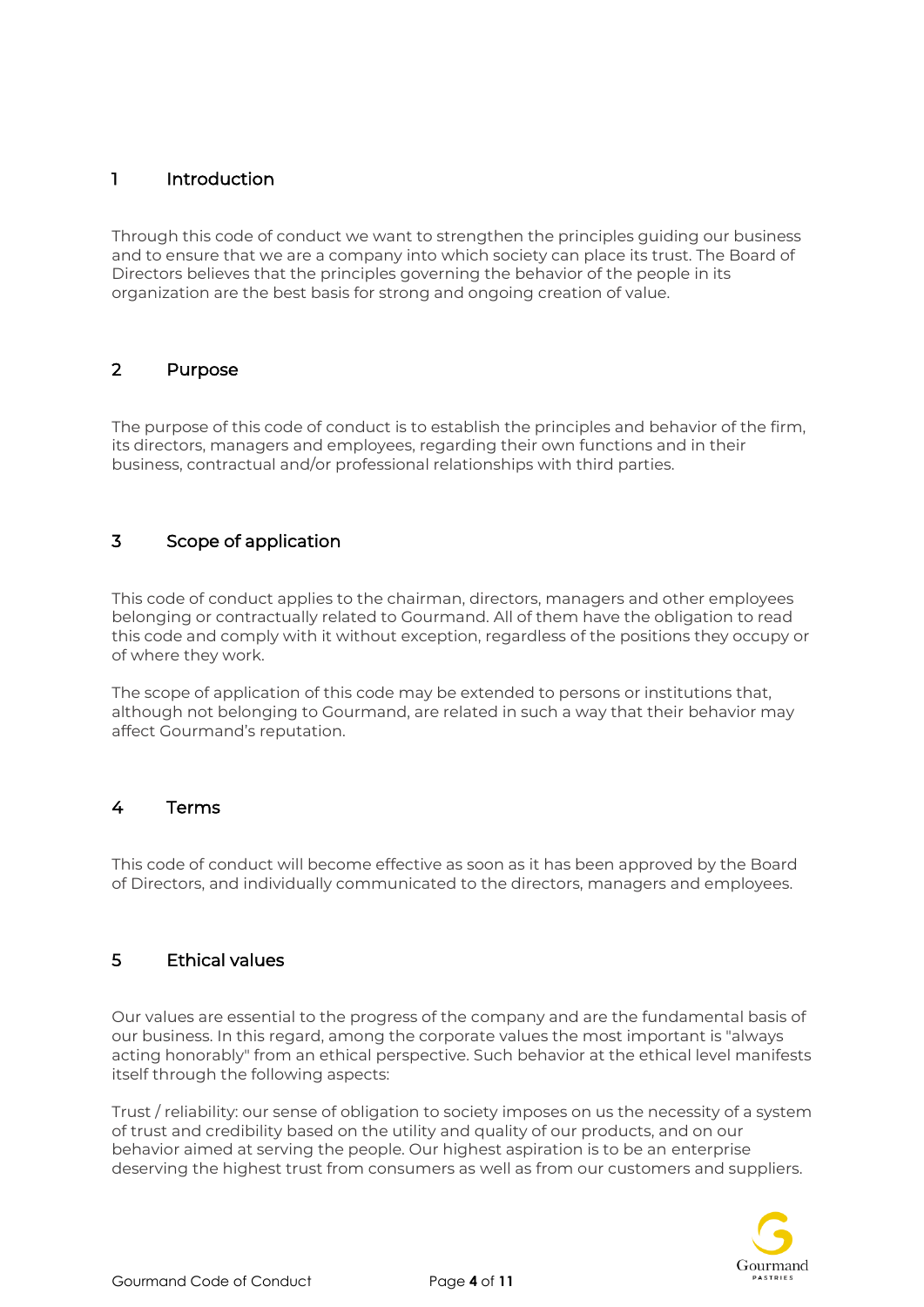## 1 Introduction

Through this code of conduct we want to strengthen the principles guiding our business and to ensure that we are a company into which society can place its trust. The Board of Directors believes that the principles governing the behavior of the people in its organization are the best basis for strong and ongoing creation of value.

## 2 Purpose

The purpose of this code of conduct is to establish the principles and behavior of the firm, its directors, managers and employees, regarding their own functions and in their business, contractual and/or professional relationships with third parties.

## 3 Scope of application

This code of conduct applies to the chairman, directors, managers and other employees belonging or contractually related to Gourmand. All of them have the obligation to read this code and comply with it without exception, regardless of the positions they occupy or of where they work.

The scope of application of this code may be extended to persons or institutions that, although not belonging to Gourmand, are related in such a way that their behavior may affect Gourmand's reputation.

## 4 Terms

This code of conduct will become effective as soon as it has been approved by the Board of Directors, and individually communicated to the directors, managers and employees.

## 5 Ethical values

Our values are essential to the progress of the company and are the fundamental basis of our business. In this regard, among the corporate values the most important is "always acting honorably" from an ethical perspective. Such behavior at the ethical level manifests itself through the following aspects:

Trust / reliability: our sense of obligation to society imposes on us the necessity of a system of trust and credibility based on the utility and quality of our products, and on our behavior aimed at serving the people. Our highest aspiration is to be an enterprise deserving the highest trust from consumers as well as from our customers and suppliers.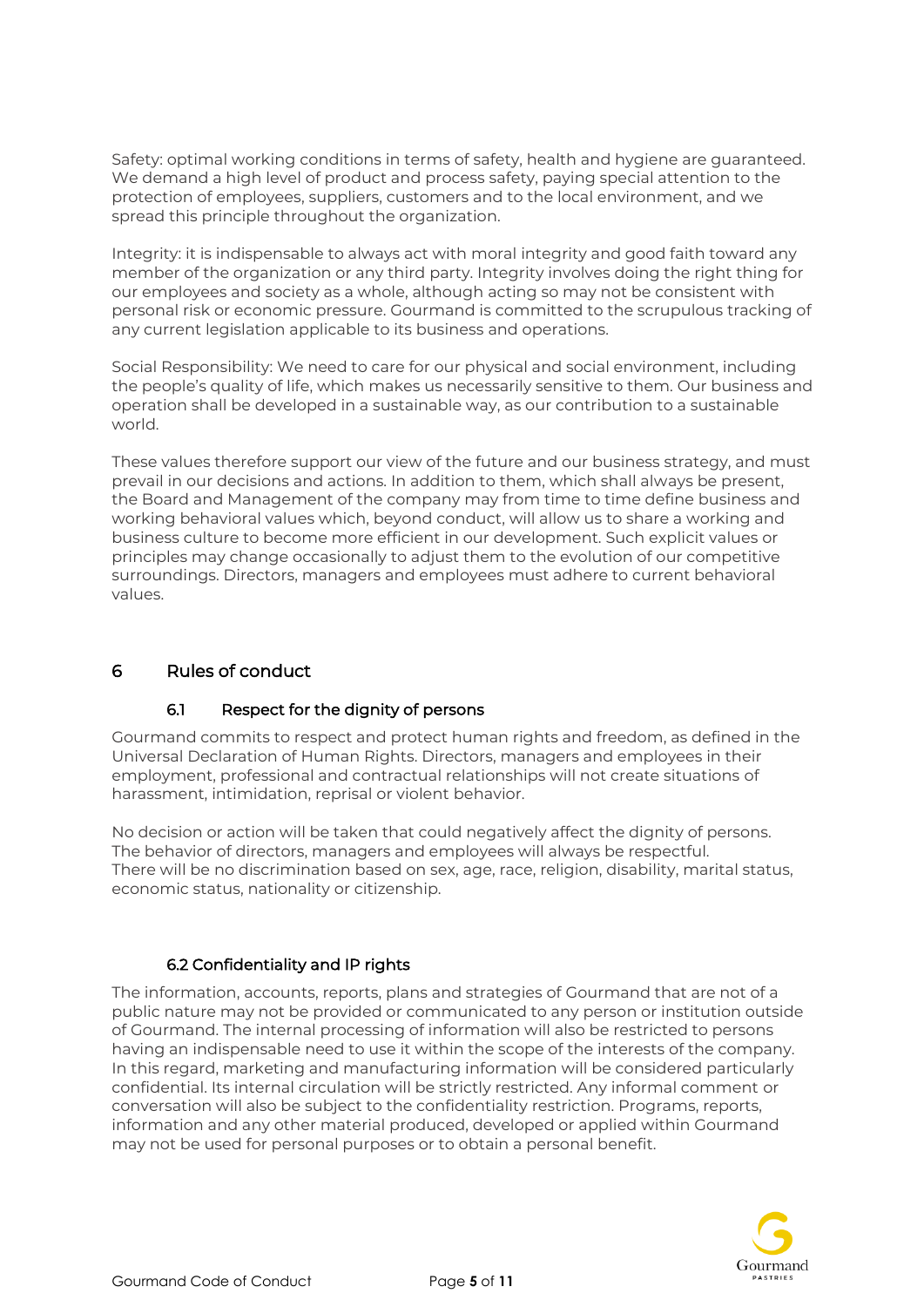Safety: optimal working conditions in terms of safety, health and hygiene are guaranteed. We demand a high level of product and process safety, paying special attention to the protection of employees, suppliers, customers and to the local environment, and we spread this principle throughout the organization.

Integrity: it is indispensable to always act with moral integrity and good faith toward any member of the organization or any third party. Integrity involves doing the right thing for our employees and society as a whole, although acting so may not be consistent with personal risk or economic pressure. Gourmand is committed to the scrupulous tracking of any current legislation applicable to its business and operations.

Social Responsibility: We need to care for our physical and social environment, including the people's quality of life, which makes us necessarily sensitive to them. Our business and operation shall be developed in a sustainable way, as our contribution to a sustainable world.

These values therefore support our view of the future and our business strategy, and must prevail in our decisions and actions. In addition to them, which shall always be present, the Board and Management of the company may from time to time define business and working behavioral values which, beyond conduct, will allow us to share a working and business culture to become more efficient in our development. Such explicit values or principles may change occasionally to adjust them to the evolution of our competitive surroundings. Directors, managers and employees must adhere to current behavioral values.

## 6 Rules of conduct

### 6.1 Respect for the dignity of persons

Gourmand commits to respect and protect human rights and freedom, as defined in the Universal Declaration of Human Rights. Directors, managers and employees in their employment, professional and contractual relationships will not create situations of harassment, intimidation, reprisal or violent behavior.

No decision or action will be taken that could negatively affect the dignity of persons. The behavior of directors, managers and employees will always be respectful. There will be no discrimination based on sex, age, race, religion, disability, marital status, economic status, nationality or citizenship.

### 6.2 Confidentiality and IP rights

The information, accounts, reports, plans and strategies of Gourmand that are not of a public nature may not be provided or communicated to any person or institution outside of Gourmand. The internal processing of information will also be restricted to persons having an indispensable need to use it within the scope of the interests of the company. In this regard, marketing and manufacturing information will be considered particularly confidential. Its internal circulation will be strictly restricted. Any informal comment or conversation will also be subject to the confidentiality restriction. Programs, reports, information and any other material produced, developed or applied within Gourmand may not be used for personal purposes or to obtain a personal benefit.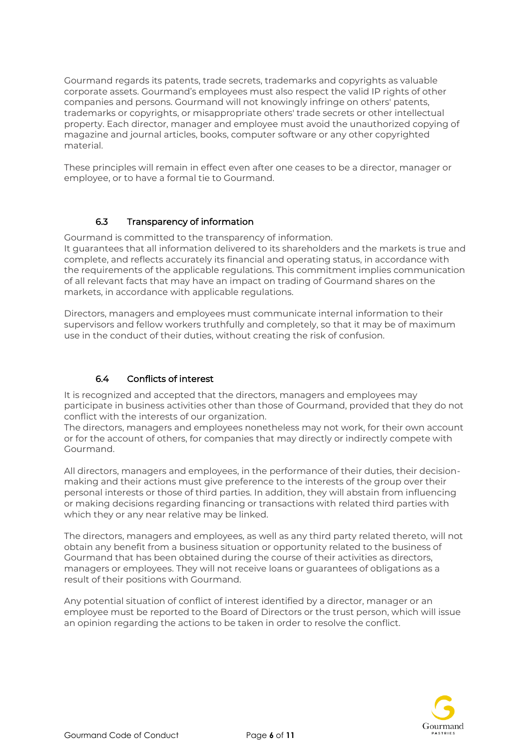Gourmand regards its patents, trade secrets, trademarks and copyrights as valuable corporate assets. Gourmand's employees must also respect the valid IP rights of other companies and persons. Gourmand will not knowingly infringe on others' patents, trademarks or copyrights, or misappropriate others' trade secrets or other intellectual property. Each director, manager and employee must avoid the unauthorized copying of magazine and journal articles, books, computer software or any other copyrighted material.

These principles will remain in effect even after one ceases to be a director, manager or employee, or to have a formal tie to Gourmand.

### 6.3 Transparency of information

Gourmand is committed to the transparency of information.
It guarantees that all information delivered to its shareholders and the markets is true and complete, and reflects accurately its financial and operating status, in accordance with the requirements of the applicable regulations. This commitment implies communication of all relevant facts that may have an impact on trading of Gourmand shares on the markets, in accordance with applicable regulations.

Directors, managers and employees must communicate internal information to their supervisors and fellow workers truthfully and completely, so that it may be of maximum use in the conduct of their duties, without creating the risk of confusion.

### 6.4 Conflicts of interest

It is recognized and accepted that the directors, managers and employees may participate in business activities other than those of Gourmand, provided that they do not conflict with the interests of our organization.
The directors, managers and employees nonetheless may not work, for their own account or for the account of others, for companies that may directly or indirectly compete with Gourmand.

All directors, managers and employees, in the performance of their duties, their decision-making and their actions must give preference to the interests of the group over their personal interests or those of third parties. In addition, they will abstain from influencing or making decisions regarding financing or transactions with related third parties with which they or any near relative may be linked.

The directors, managers and employees, as well as any third party related thereto, will not obtain any benefit from a business situation or opportunity related to the business of Gourmand that has been obtained during the course of their activities as directors, managers or employees. They will not receive loans or guarantees of obligations as a result of their positions with Gourmand.

Any potential situation of conflict of interest identified by a director, manager or an employee must be reported to the Board of Directors or the trust person, which will issue an opinion regarding the actions to be taken in order to resolve the conflict.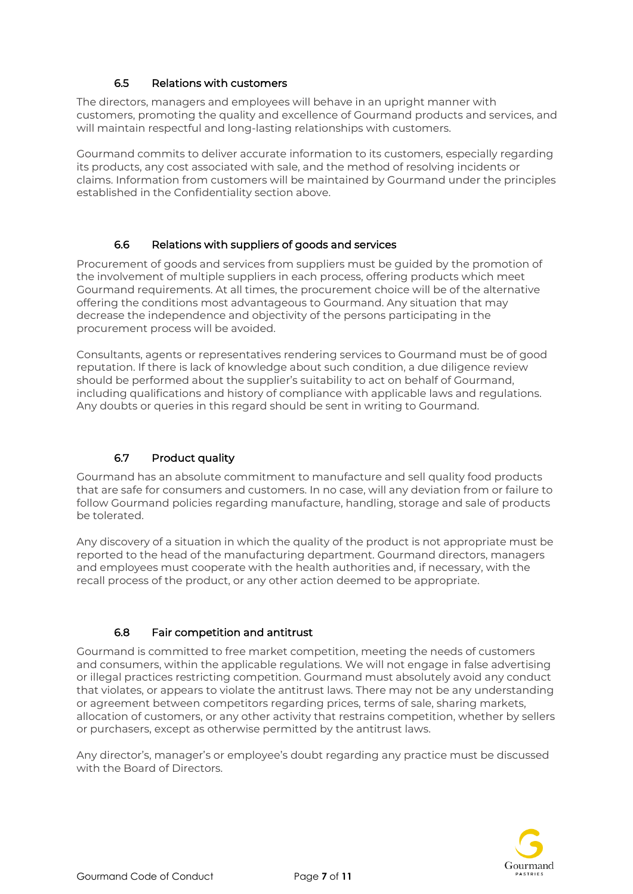### 6.5 Relations with customers

The directors, managers and employees will behave in an upright manner with customers, promoting the quality and excellence of Gourmand products and services, and will maintain respectful and long-lasting relationships with customers.

Gourmand commits to deliver accurate information to its customers, especially regarding its products, any cost associated with sale, and the method of resolving incidents or claims. Information from customers will be maintained by Gourmand under the principles established in the Confidentiality section above.

### 6.6 Relations with suppliers of goods and services

Procurement of goods and services from suppliers must be guided by the promotion of the involvement of multiple suppliers in each process, offering products which meet Gourmand requirements. At all times, the procurement choice will be of the alternative offering the conditions most advantageous to Gourmand. Any situation that may decrease the independence and objectivity of the persons participating in the procurement process will be avoided.

Consultants, agents or representatives rendering services to Gourmand must be of good reputation. If there is lack of knowledge about such condition, a due diligence review should be performed about the supplier's suitability to act on behalf of Gourmand, including qualifications and history of compliance with applicable laws and regulations. Any doubts or queries in this regard should be sent in writing to Gourmand.

### 6.7 Product quality

Gourmand has an absolute commitment to manufacture and sell quality food products that are safe for consumers and customers. In no case, will any deviation from or failure to follow Gourmand policies regarding manufacture, handling, storage and sale of products be tolerated.

Any discovery of a situation in which the quality of the product is not appropriate must be reported to the head of the manufacturing department. Gourmand directors, managers and employees must cooperate with the health authorities and, if necessary, with the recall process of the product, or any other action deemed to be appropriate.

### 6.8 Fair competition and antitrust

Gourmand is committed to free market competition, meeting the needs of customers and consumers, within the applicable regulations. We will not engage in false advertising or illegal practices restricting competition. Gourmand must absolutely avoid any conduct that violates, or appears to violate the antitrust laws. There may not be any understanding or agreement between competitors regarding prices, terms of sale, sharing markets, allocation of customers, or any other activity that restrains competition, whether by sellers or purchasers, except as otherwise permitted by the antitrust laws.

Any director's, manager's or employee's doubt regarding any practice must be discussed with the Board of Directors.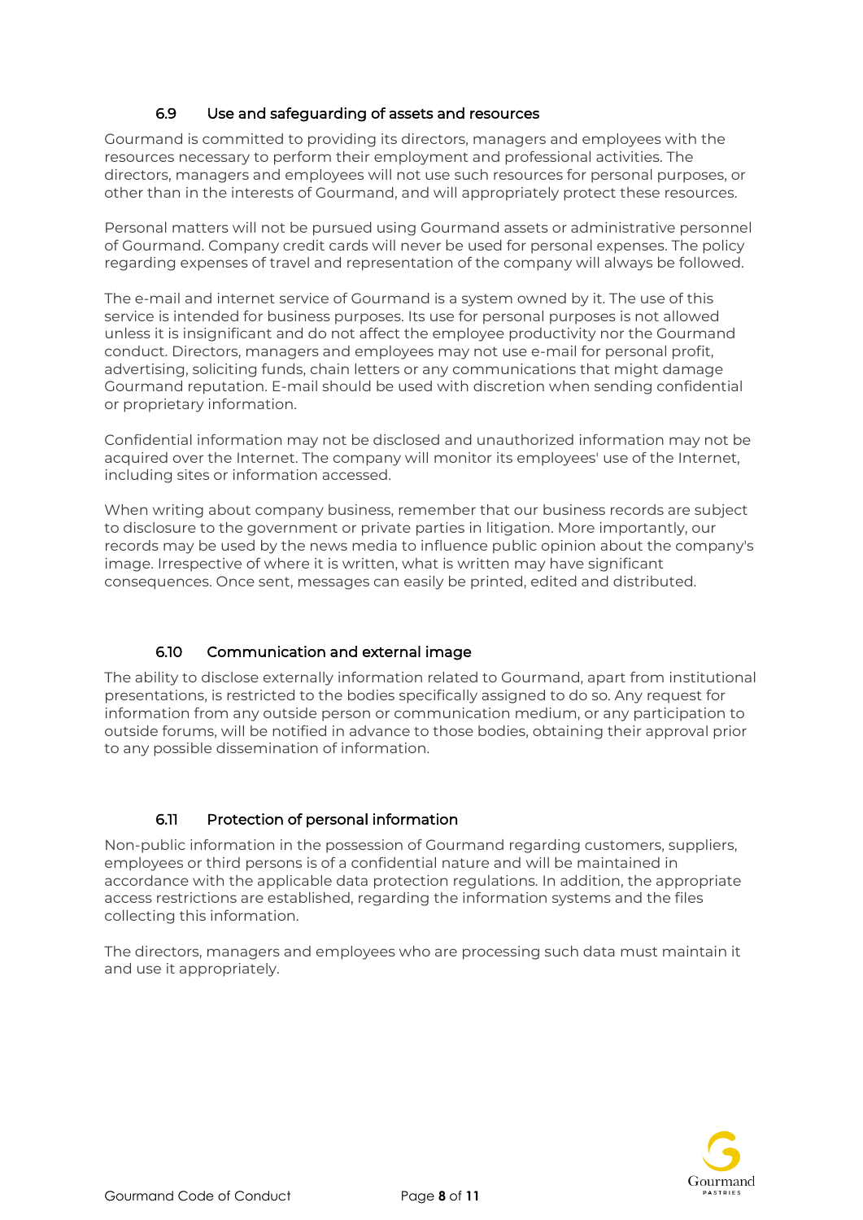### 6.9 Use and safeguarding of assets and resources

Gourmand is committed to providing its directors, managers and employees with the resources necessary to perform their employment and professional activities. The directors, managers and employees will not use such resources for personal purposes, or other than in the interests of Gourmand, and will appropriately protect these resources.

Personal matters will not be pursued using Gourmand assets or administrative personnel of Gourmand. Company credit cards will never be used for personal expenses. The policy regarding expenses of travel and representation of the company will always be followed.

The e-mail and internet service of Gourmand is a system owned by it. The use of this service is intended for business purposes. Its use for personal purposes is not allowed unless it is insignificant and do not affect the employee productivity nor the Gourmand conduct. Directors, managers and employees may not use e-mail for personal profit, advertising, soliciting funds, chain letters or any communications that might damage Gourmand reputation. E-mail should be used with discretion when sending confidential or proprietary information.

Confidential information may not be disclosed and unauthorized information may not be acquired over the Internet. The company will monitor its employees' use of the Internet, including sites or information accessed.

When writing about company business, remember that our business records are subject to disclosure to the government or private parties in litigation. More importantly, our records may be used by the news media to influence public opinion about the company's image. Irrespective of where it is written, what is written may have significant consequences. Once sent, messages can easily be printed, edited and distributed.

### 6.10 Communication and external image

The ability to disclose externally information related to Gourmand, apart from institutional presentations, is restricted to the bodies specifically assigned to do so. Any request for information from any outside person or communication medium, or any participation to outside forums, will be notified in advance to those bodies, obtaining their approval prior to any possible dissemination of information.

### 6.11 Protection of personal information

Non-public information in the possession of Gourmand regarding customers, suppliers, employees or third persons is of a confidential nature and will be maintained in accordance with the applicable data protection regulations. In addition, the appropriate access restrictions are established, regarding the information systems and the files collecting this information.

The directors, managers and employees who are processing such data must maintain it and use it appropriately.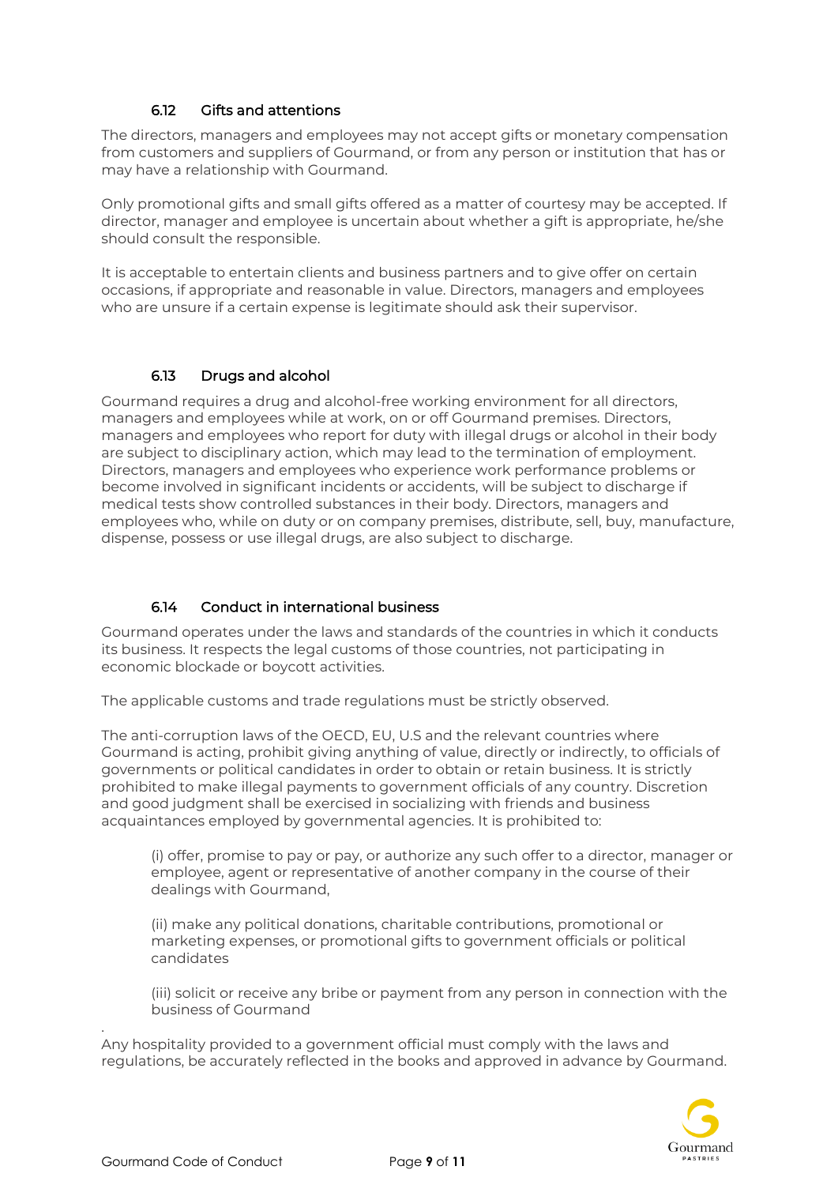### 6.12 Gifts and attentions

The directors, managers and employees may not accept gifts or monetary compensation from customers and suppliers of Gourmand, or from any person or institution that has or may have a relationship with Gourmand.

Only promotional gifts and small gifts offered as a matter of courtesy may be accepted. If director, manager and employee is uncertain about whether a gift is appropriate, he/she should consult the responsible.

It is acceptable to entertain clients and business partners and to give offer on certain occasions, if appropriate and reasonable in value. Directors, managers and employees who are unsure if a certain expense is legitimate should ask their supervisor.

### 6.13 Drugs and alcohol

Gourmand requires a drug and alcohol-free working environment for all directors, managers and employees while at work, on or off Gourmand premises. Directors, managers and employees who report for duty with illegal drugs or alcohol in their body are subject to disciplinary action, which may lead to the termination of employment. Directors, managers and employees who experience work performance problems or become involved in significant incidents or accidents, will be subject to discharge if medical tests show controlled substances in their body. Directors, managers and employees who, while on duty or on company premises, distribute, sell, buy, manufacture, dispense, possess or use illegal drugs, are also subject to discharge.

### 6.14 Conduct in international business

Gourmand operates under the laws and standards of the countries in which it conducts its business. It respects the legal customs of those countries, not participating in economic blockade or boycott activities.

The applicable customs and trade regulations must be strictly observed.

The anti-corruption laws of the OECD, EU, U.S and the relevant countries where Gourmand is acting, prohibit giving anything of value, directly or indirectly, to officials of governments or political candidates in order to obtain or retain business. It is strictly prohibited to make illegal payments to government officials of any country. Discretion and good judgment shall be exercised in socializing with friends and business acquaintances employed by governmental agencies. It is prohibited to:

(i) offer, promise to pay or pay, or authorize any such offer to a director, manager or employee, agent or representative of another company in the course of their dealings with Gourmand,

(ii) make any political donations, charitable contributions, promotional or marketing expenses, or promotional gifts to government officials or political candidates

(iii) solicit or receive any bribe or payment from any person in connection with the business of Gourmand

Any hospitality provided to a government official must comply with the laws and regulations, be accurately reflected in the books and approved in advance by Gourmand.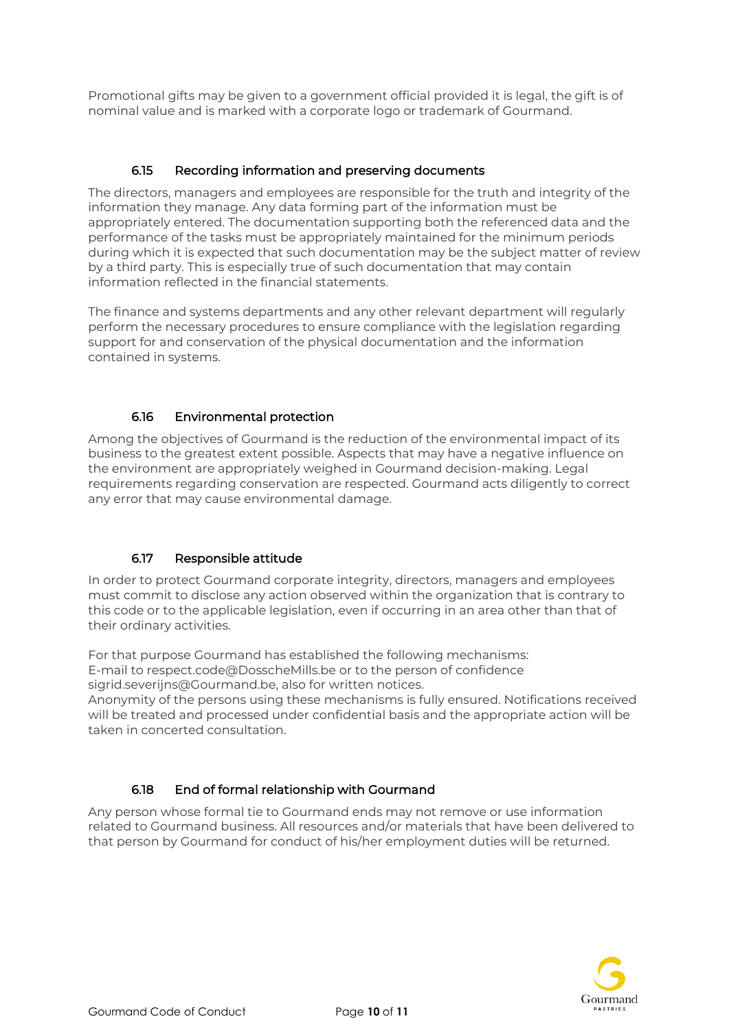Promotional gifts may be given to a government official provided it is legal, the gift is of nominal value and is marked with a corporate logo or trademark of Gourmand.

### 6.15 Recording information and preserving documents

The directors, managers and employees are responsible for the truth and integrity of the information they manage. Any data forming part of the information must be appropriately entered. The documentation supporting both the referenced data and the performance of the tasks must be appropriately maintained for the minimum periods during which it is expected that such documentation may be the subject matter of review by a third party. This is especially true of such documentation that may contain information reflected in the financial statements.

The finance and systems departments and any other relevant department will regularly perform the necessary procedures to ensure compliance with the legislation regarding support for and conservation of the physical documentation and the information contained in systems.

### 6.16 Environmental protection

Among the objectives of Gourmand is the reduction of the environmental impact of its business to the greatest extent possible. Aspects that may have a negative influence on the environment are appropriately weighed in Gourmand decision-making. Legal requirements regarding conservation are respected. Gourmand acts diligently to correct any error that may cause environmental damage.

### 6.17 Responsible attitude

In order to protect Gourmand corporate integrity, directors, managers and employees must commit to disclose any action observed within the organization that is contrary to this code or to the applicable legislation, even if occurring in an area other than that of their ordinary activities.

For that purpose Gourmand has established the following mechanisms:
E-mail to respect.code@DosscheMills.be or to the person of confidence sigrid.severijns@Gourmand.be, also for written notices.
Anonymity of the persons using these mechanisms is fully ensured. Notifications received will be treated and processed under confidential basis and the appropriate action will be taken in concerted consultation.

### 6.18 End of formal relationship with Gourmand

Any person whose formal tie to Gourmand ends may not remove or use information related to Gourmand business. All resources and/or materials that have been delivered to that person by Gourmand for conduct of his/her employment duties will be returned.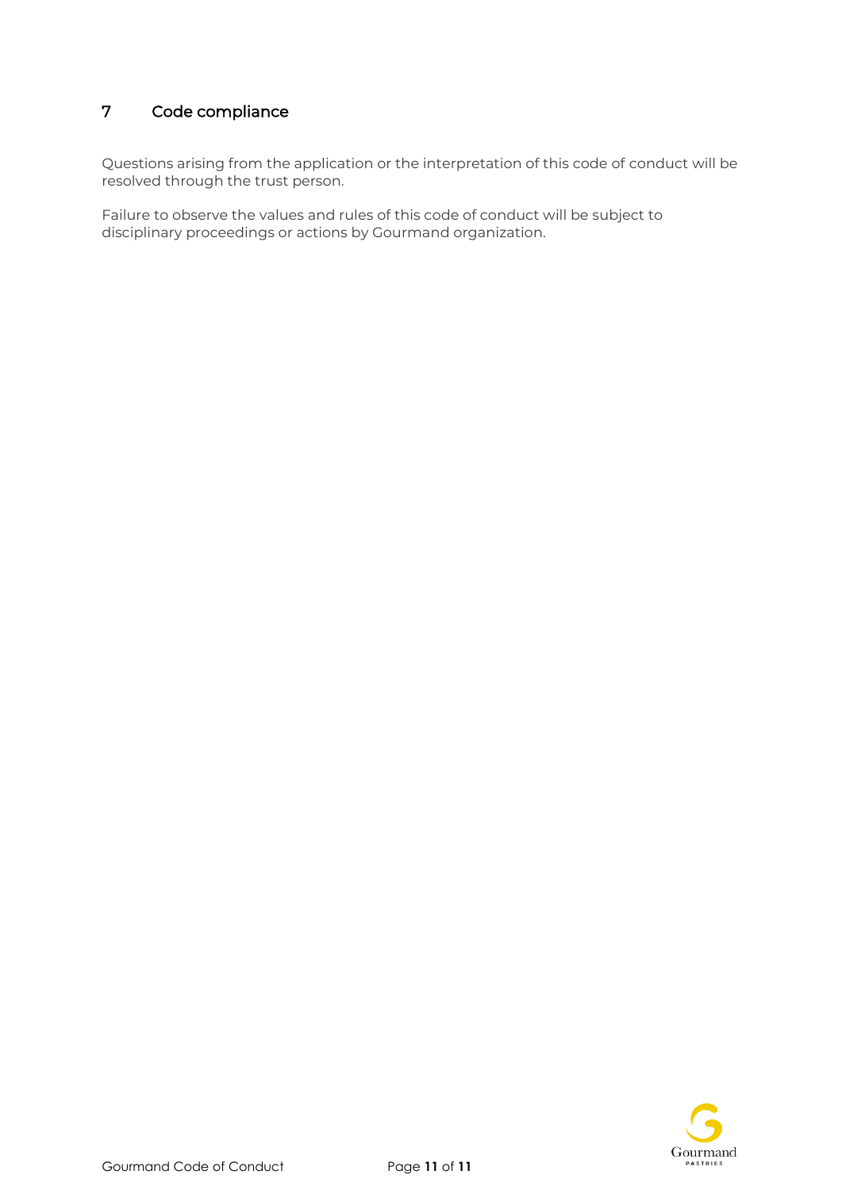## 7 Code compliance

Questions arising from the application or the interpretation of this code of conduct will be resolved through the trust person.

Failure to observe the values and rules of this code of conduct will be subject to disciplinary proceedings or actions by Gourmand organization.